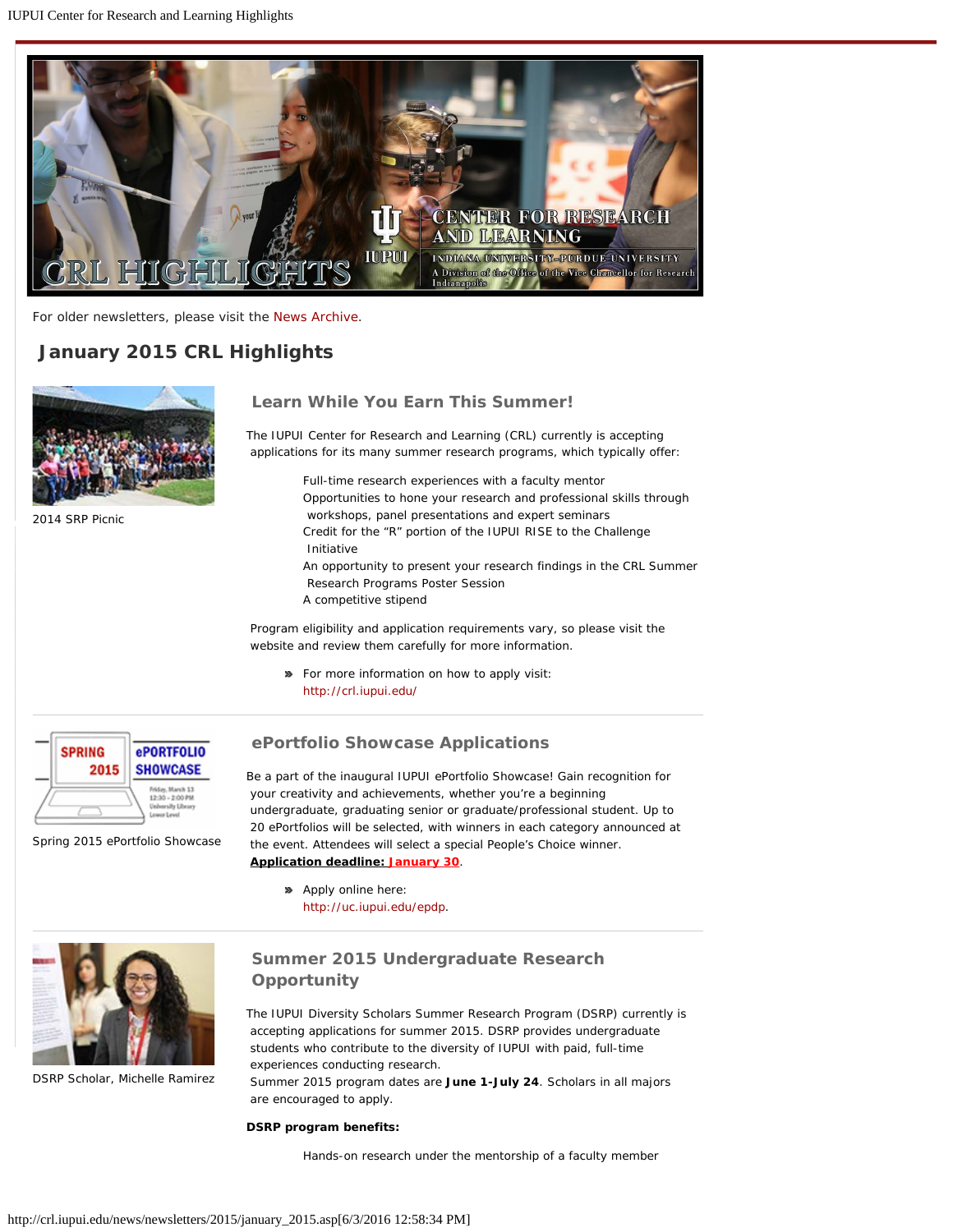For older newsletters, please visit the News Archive.

## January 2015 CRL Highlights

2014 SRP Picnic

### Learn While You Earn This Summer!

The IUPUI Center for Research and Learning (CRL) currently is accepting applications for its many summer research programs, which typically offer:

- Full-time research experiences with a faculty mentor
- Opportunities to hone your research and professional skills through workshops, panel presentations and expert seminars
- Credit for the "R" portion of the IUPUI RISE to the Challenge Initiative
- An opportunity to present your research findings in the CRL Summer Research Programs Poster Session
- A competitive stipend

Program eligibility and application requirements vary, so please visit the website and review them carefully for more information.

- For more information on how to apply visit: http://crl.iupui.edu/

---

Spring 2015 ePortfolio Showcase

### ePortfolio Showcase Applications

Be a part of the inaugural IUPUI ePortfolio Showcase! Gain recognition for your creativity and achievements, whether you're a beginning undergraduate, graduating senior or graduate/professional student. Up to 20 ePortfolios will be selected, with winners in each category announced at the event. Attendees will select a special People's Choice winner. **Application deadline: January 30**.

- Apply online here: http://uc.iupui.edu/epdp.

---

DSRP Scholar, Michelle Ramirez

### Summer 2015 Undergraduate Research Opportunity

The IUPUI Diversity Scholars Summer Research Program (DSRP) currently is accepting applications for summer 2015. DSRP provides undergraduate students who contribute to the diversity of IUPUI with paid, full-time experiences conducting research.
Summer 2015 program dates are **June 1-July 24**. Scholars in all majors are encouraged to apply.

**DSRP program benefits:**

- Hands-on research under the mentorship of a faculty member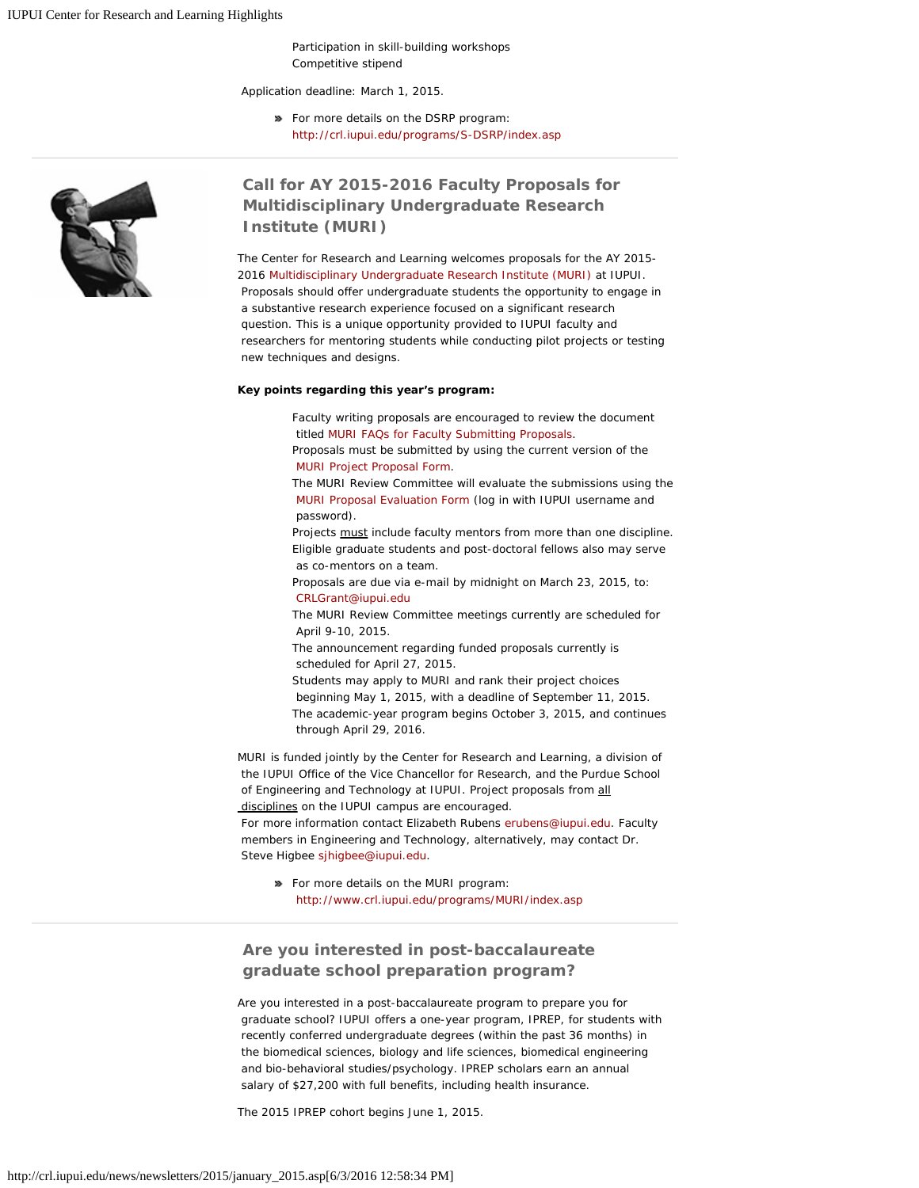Participation in skill-building workshops
Competitive stipend

Application deadline: March 1, 2015.

- For more details on the DSRP program: http://crl.iupui.edu/programs/S-DSRP/index.asp

---

## Call for AY 2015-2016 Faculty Proposals for Multidisciplinary Undergraduate Research Institute (MURI)

The Center for Research and Learning welcomes proposals for the AY 2015-2016 Multidisciplinary Undergraduate Research Institute (MURI) at IUPUI. Proposals should offer undergraduate students the opportunity to engage in a substantive research experience focused on a significant research question. This is a unique opportunity provided to IUPUI faculty and researchers for mentoring students while conducting pilot projects or testing new techniques and designs.

**Key points regarding this year's program:**

- Faculty writing proposals are encouraged to review the document titled MURI FAQs for Faculty Submitting Proposals.
- Proposals must be submitted by using the current version of the MURI Project Proposal Form.
- The MURI Review Committee will evaluate the submissions using the MURI Proposal Evaluation Form (log in with IUPUI username and password).
- Projects must include faculty mentors from more than one discipline.
- Eligible graduate students and post-doctoral fellows also may serve as co-mentors on a team.
- Proposals are due via e-mail by midnight on March 23, 2015, to: CRLGrant@iupui.edu
- The MURI Review Committee meetings currently are scheduled for April 9-10, 2015.
- The announcement regarding funded proposals currently is scheduled for April 27, 2015.
- Students may apply to MURI and rank their project choices beginning May 1, 2015, with a deadline of September 11, 2015.
- The academic-year program begins October 3, 2015, and continues through April 29, 2016.

MURI is funded jointly by the Center for Research and Learning, a division of the IUPUI Office of the Vice Chancellor for Research, and the Purdue School of Engineering and Technology at IUPUI. Project proposals from all disciplines on the IUPUI campus are encouraged.
For more information contact Elizabeth Rubens erubens@iupui.edu. Faculty members in Engineering and Technology, alternatively, may contact Dr. Steve Higbee sjhigbee@iupui.edu.

- For more details on the MURI program: http://www.crl.iupui.edu/programs/MURI/index.asp

---

## Are you interested in post-baccalaureate graduate school preparation program?

Are you interested in a post-baccalaureate program to prepare you for graduate school? IUPUI offers a one-year program, IPREP, for students with recently conferred undergraduate degrees (within the past 36 months) in the biomedical sciences, biology and life sciences, biomedical engineering and bio-behavioral studies/psychology. IPREP scholars earn an annual salary of $27,200 with full benefits, including health insurance.

The 2015 IPREP cohort begins June 1, 2015.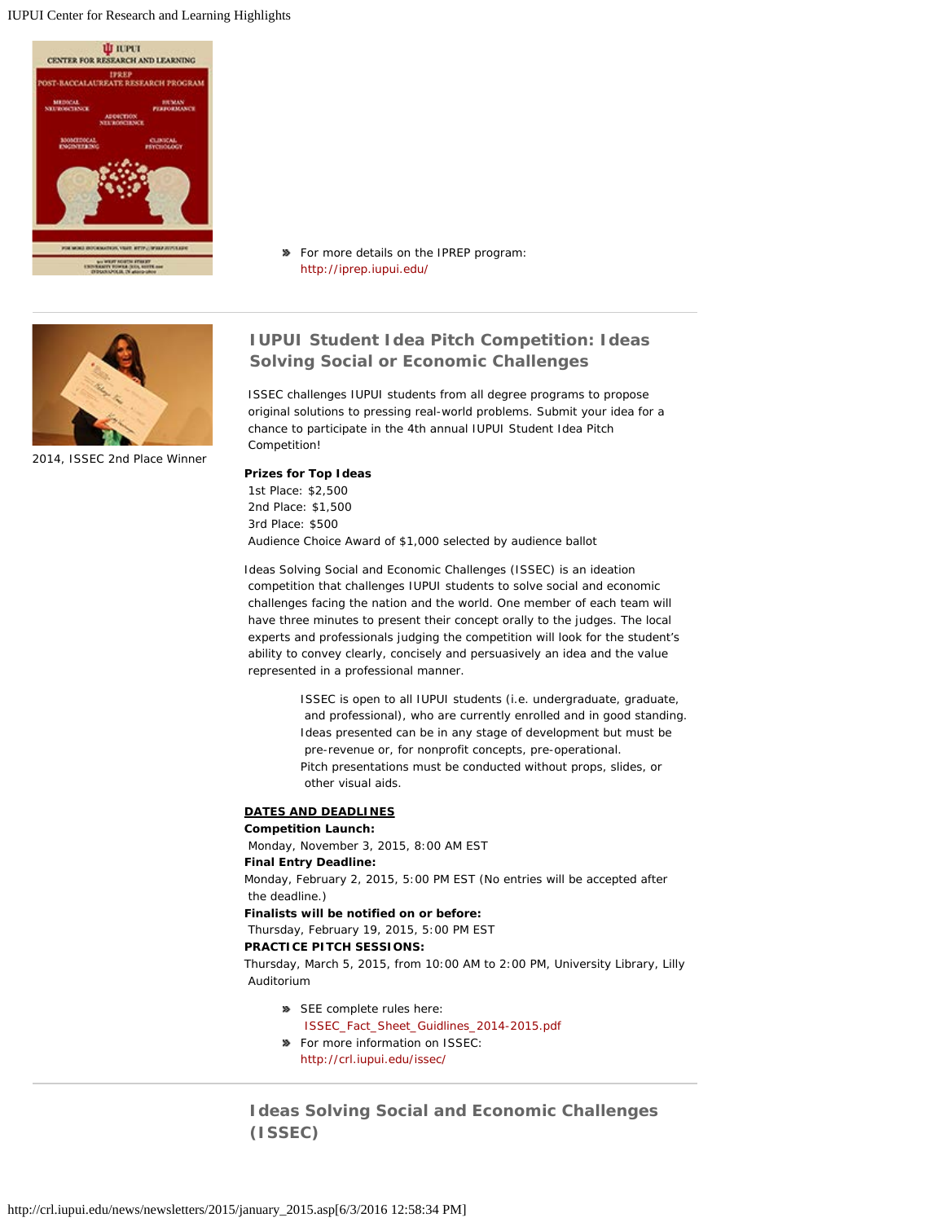- For more details on the IPREP program: http://iprep.iupui.edu/

2014, ISSEC 2nd Place Winner

## IUPUI Student Idea Pitch Competition: Ideas Solving Social or Economic Challenges

ISSEC challenges IUPUI students from all degree programs to propose original solutions to pressing real-world problems. Submit your idea for a chance to participate in the 4th annual IUPUI Student Idea Pitch Competition!

**Prizes for Top Ideas**
1st Place: $2,500
2nd Place: $1,500
3rd Place: $500
Audience Choice Award of $1,000 selected by audience ballot

Ideas Solving Social and Economic Challenges (ISSEC) is an ideation competition that challenges IUPUI students to solve social and economic challenges facing the nation and the world. One member of each team will have three minutes to present their concept orally to the judges. The local experts and professionals judging the competition will look for the student's ability to convey clearly, concisely and persuasively an idea and the value represented in a professional manner.

ISSEC is open to all IUPUI students (i.e. undergraduate, graduate, and professional), who are currently enrolled and in good standing.
Ideas presented can be in any stage of development but must be pre-revenue or, for nonprofit concepts, pre-operational.
Pitch presentations must be conducted without props, slides, or other visual aids.

**DATES AND DEADLINES**
**Competition Launch:**
Monday, November 3, 2015, 8:00 AM EST
**Final Entry Deadline:**
Monday, February 2, 2015, 5:00 PM EST (No entries will be accepted after the deadline.)
**Finalists will be notified on or before:**
Thursday, February 19, 2015, 5:00 PM EST
**PRACTICE PITCH SESSIONS:**
Thursday, March 5, 2015, from 10:00 AM to 2:00 PM, University Library, Lilly Auditorium

- SEE complete rules here: ISSEC_Fact_Sheet_Guidlines_2014-2015.pdf
- For more information on ISSEC: http://crl.iupui.edu/issec/

## Ideas Solving Social and Economic Challenges (ISSEC)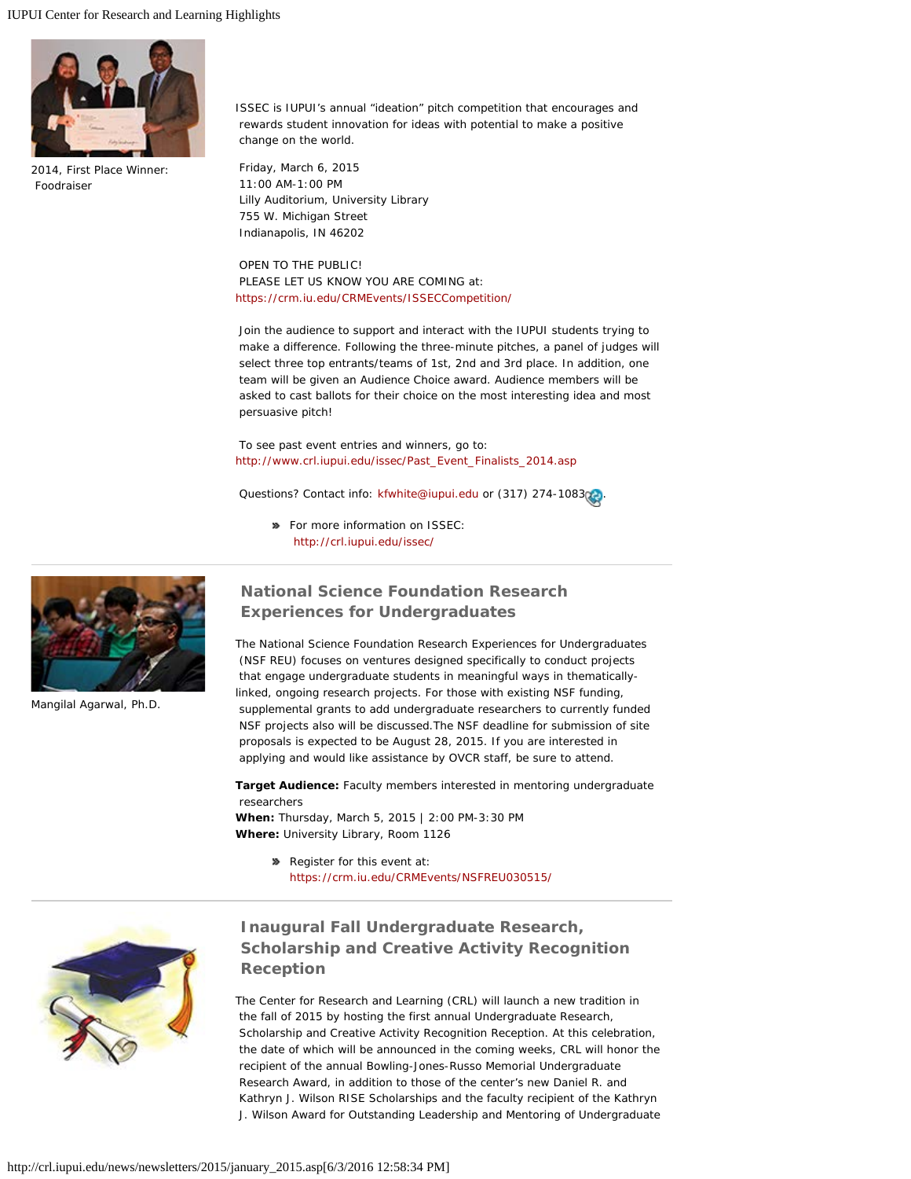2014, First Place Winner: Foodraiser

ISSEC is IUPUI's annual "ideation" pitch competition that encourages and rewards student innovation for ideas with potential to make a positive change on the world.

Friday, March 6, 2015
11:00 AM-1:00 PM
Lilly Auditorium, University Library
755 W. Michigan Street
Indianapolis, IN 46202

OPEN TO THE PUBLIC!
PLEASE LET US KNOW YOU ARE COMING at:
https://crm.iu.edu/CRMEvents/ISSECCompetition/

Join the audience to support and interact with the IUPUI students trying to make a difference. Following the three-minute pitches, a panel of judges will select three top entrants/teams of 1st, 2nd and 3rd place. In addition, one team will be given an Audience Choice award. Audience members will be asked to cast ballots for their choice on the most interesting idea and most persuasive pitch!

To see past event entries and winners, go to:
http://www.crl.iupui.edu/issec/Past_Event_Finalists_2014.asp

Questions? Contact info: kfwhite@iupui.edu or (317) 274-1083.

- For more information on ISSEC: http://crl.iupui.edu/issec/

---

Mangilal Agarwal, Ph.D.

## National Science Foundation Research Experiences for Undergraduates

The National Science Foundation Research Experiences for Undergraduates (NSF REU) focuses on ventures designed specifically to conduct projects that engage undergraduate students in meaningful ways in thematically-linked, ongoing research projects. For those with existing NSF funding, supplemental grants to add undergraduate researchers to currently funded NSF projects also will be discussed.The NSF deadline for submission of site proposals is expected to be August 28, 2015. If you are interested in applying and would like assistance by OVCR staff, be sure to attend.

**Target Audience:** Faculty members interested in mentoring undergraduate researchers
**When:** Thursday, March 5, 2015 | 2:00 PM-3:30 PM
**Where:** University Library, Room 1126

- Register for this event at: https://crm.iu.edu/CRMEvents/NSFREU030515/

---

## Inaugural Fall Undergraduate Research, Scholarship and Creative Activity Recognition Reception

The Center for Research and Learning (CRL) will launch a new tradition in the fall of 2015 by hosting the first annual Undergraduate Research, Scholarship and Creative Activity Recognition Reception. At this celebration, the date of which will be announced in the coming weeks, CRL will honor the recipient of the annual Bowling-Jones-Russo Memorial Undergraduate Research Award, in addition to those of the center's new Daniel R. and Kathryn J. Wilson RISE Scholarships and the faculty recipient of the Kathryn J. Wilson Award for Outstanding Leadership and Mentoring of Undergraduate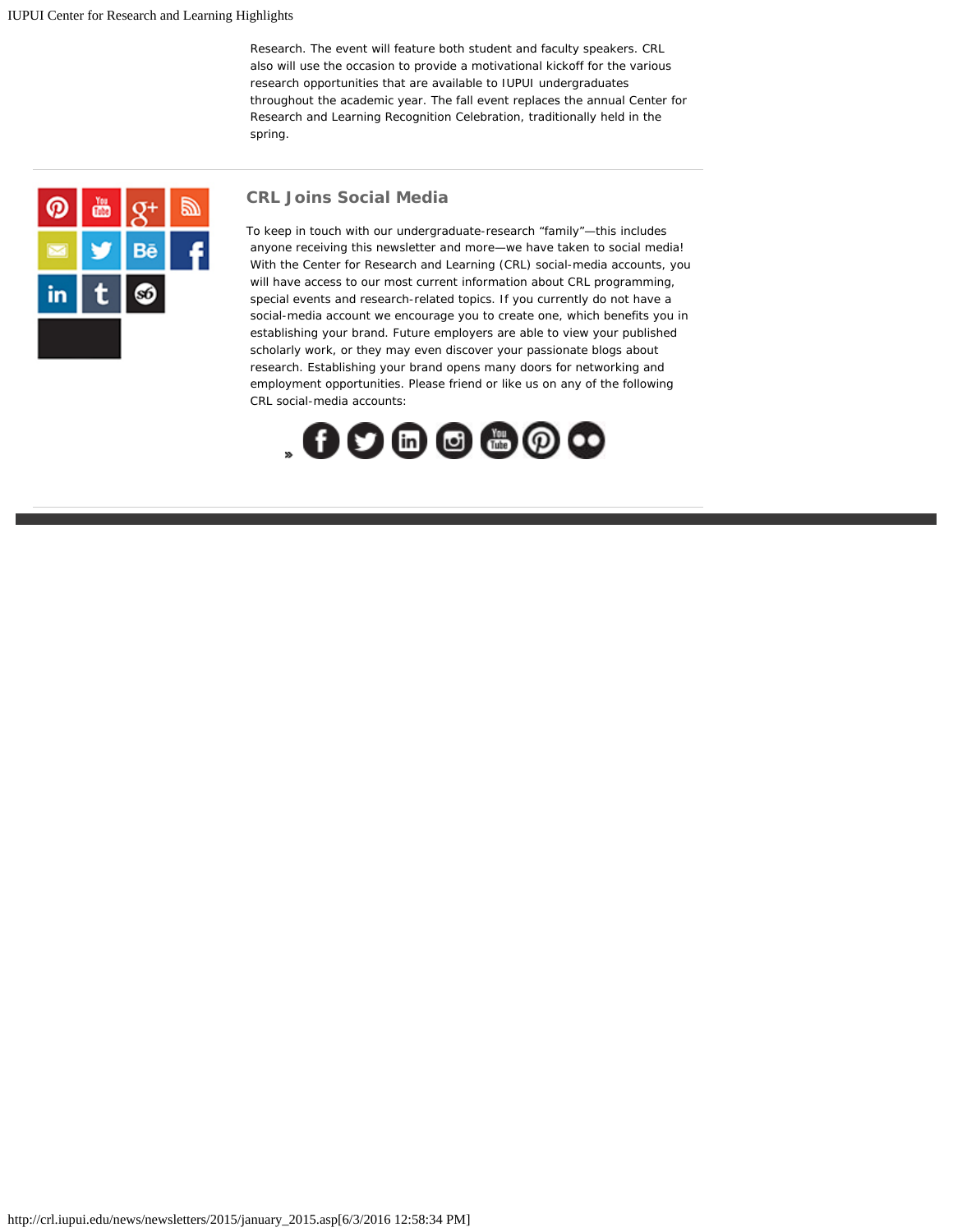Research. The event will feature both student and faculty speakers. CRL also will use the occasion to provide a motivational kickoff for the various research opportunities that are available to IUPUI undergraduates throughout the academic year. The fall event replaces the annual Center for Research and Learning Recognition Celebration, traditionally held in the spring.

## CRL Joins Social Media

To keep in touch with our undergraduate-research "family"—this includes anyone receiving this newsletter and more—we have taken to social media! With the Center for Research and Learning (CRL) social-media accounts, you will have access to our most current information about CRL programming, special events and research-related topics. If you currently do not have a social-media account we encourage you to create one, which benefits you in establishing your brand. Future employers are able to view your published scholarly work, or they may even discover your passionate blogs about research. Establishing your brand opens many doors for networking and employment opportunities. Please friend or like us on any of the following CRL social-media accounts: